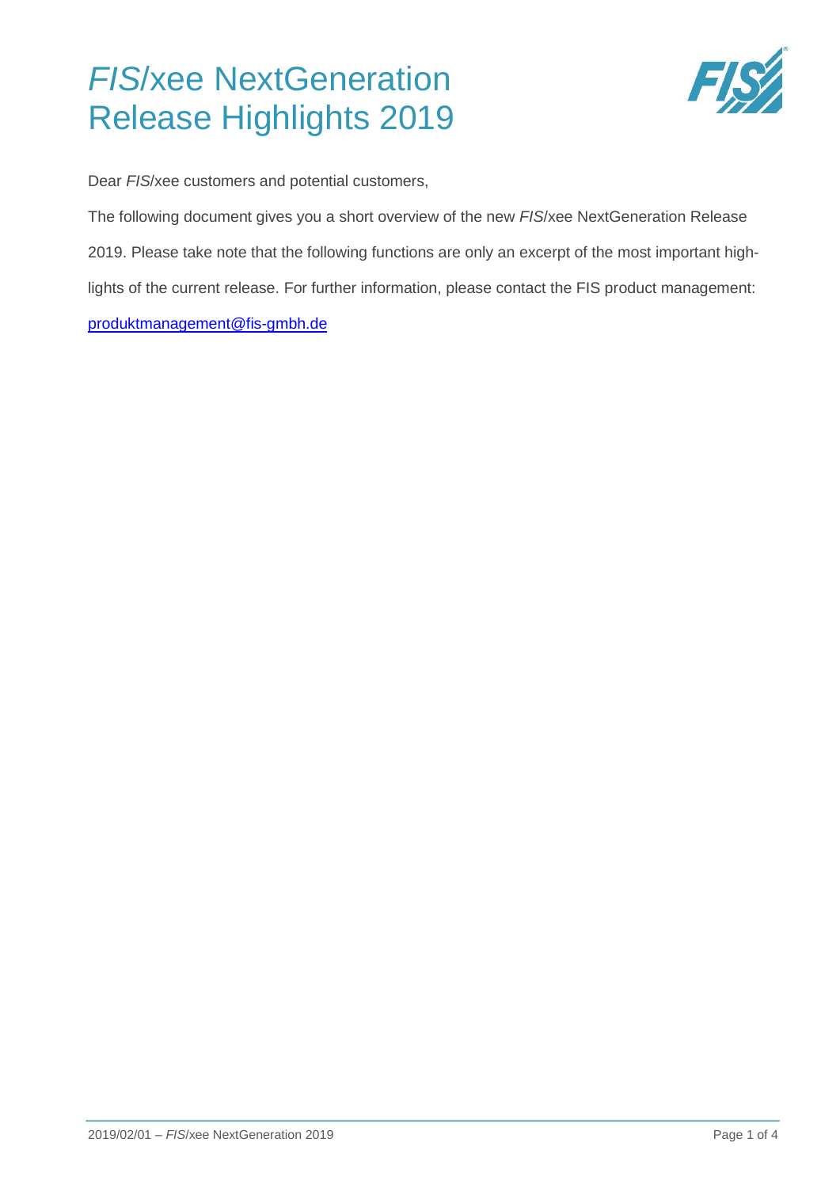# *FIS*/xee NextGeneration Release Highlights 2019

Dear *FIS*/xee customers and potential customers,

The following document gives you a short overview of the new *FIS*/xee NextGeneration Release 2019. Please take note that the following functions are only an excerpt of the most important highlights of the current release. For further information, please contact the FIS product management: produktmanagement@fis-gmbh.de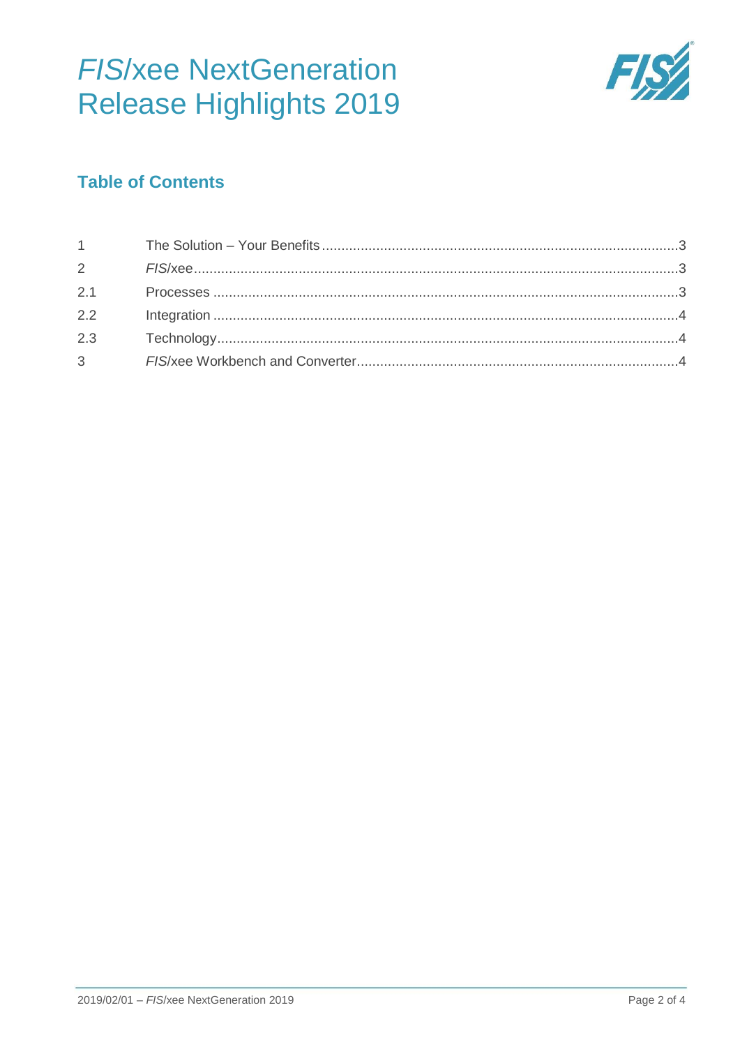# *FIS*/xee NextGeneration Release Highlights 2019

## Table of Contents

| | | |
|---|---|---|
| 1 | The Solution – Your Benefits | 3 |
| 2 | *FIS*/xee | 3 |
| 2.1 | Processes | 3 |
| 2.2 | Integration | 4 |
| 2.3 | Technology | 4 |
| 3 | *FIS*/xee Workbench and Converter | 4 |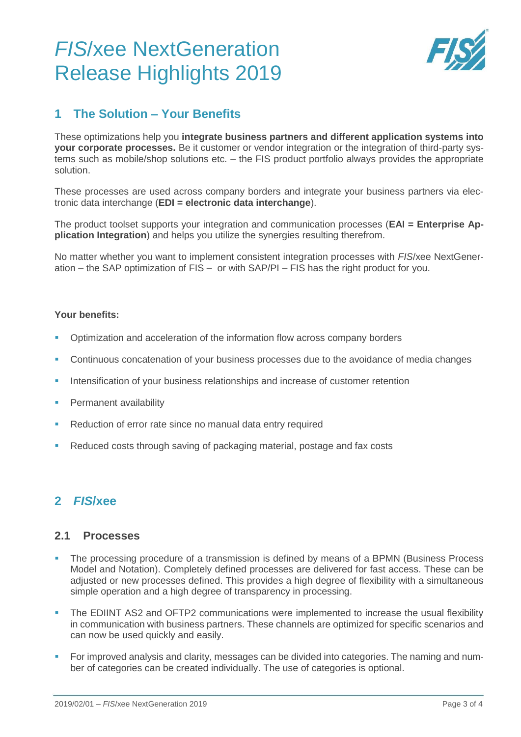# *FIS*/xee NextGeneration Release Highlights 2019

## 1 The Solution – Your Benefits

These optimizations help you **integrate business partners and different application systems into your corporate processes.** Be it customer or vendor integration or the integration of third-party systems such as mobile/shop solutions etc. – the FIS product portfolio always provides the appropriate solution.

These processes are used across company borders and integrate your business partners via electronic data interchange (**EDI = electronic data interchange**).

The product toolset supports your integration and communication processes (**EAI = Enterprise Application Integration**) and helps you utilize the synergies resulting therefrom.

No matter whether you want to implement consistent integration processes with *FIS*/xee NextGeneration – the SAP optimization of FIS – or with SAP/PI – FIS has the right product for you.

**Your benefits:**

- Optimization and acceleration of the information flow across company borders
- Continuous concatenation of your business processes due to the avoidance of media changes
- Intensification of your business relationships and increase of customer retention
- Permanent availability
- Reduction of error rate since no manual data entry required
- Reduced costs through saving of packaging material, postage and fax costs

## 2 *FIS*/xee

### 2.1 Processes

- The processing procedure of a transmission is defined by means of a BPMN (Business Process Model and Notation). Completely defined processes are delivered for fast access. These can be adjusted or new processes defined. This provides a high degree of flexibility with a simultaneous simple operation and a high degree of transparency in processing.
- The EDIINT AS2 and OFTP2 communications were implemented to increase the usual flexibility in communication with business partners. These channels are optimized for specific scenarios and can now be used quickly and easily.
- For improved analysis and clarity, messages can be divided into categories. The naming and number of categories can be created individually. The use of categories is optional.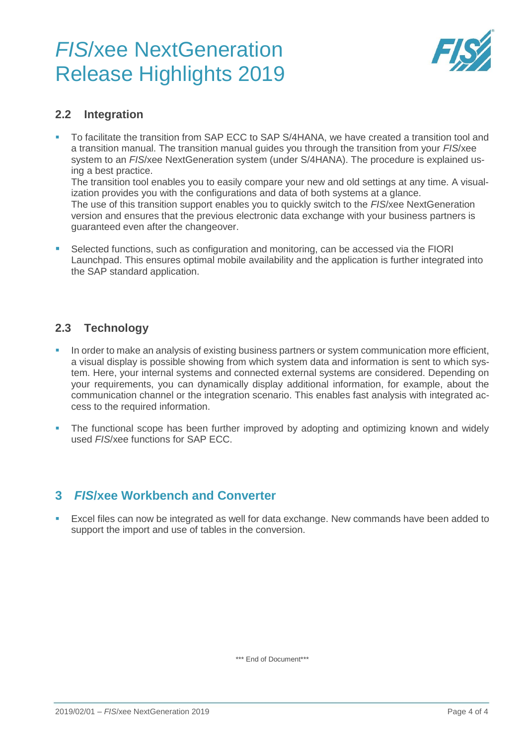## 2.2 Integration

- To facilitate the transition from SAP ECC to SAP S/4HANA, we have created a transition tool and a transition manual. The transition manual guides you through the transition from your *FIS*/xee system to an *FIS*/xee NextGeneration system (under S/4HANA). The procedure is explained using a best practice.
  The transition tool enables you to easily compare your new and old settings at any time. A visualization provides you with the configurations and data of both systems at a glance.
  The use of this transition support enables you to quickly switch to the *FIS*/xee NextGeneration version and ensures that the previous electronic data exchange with your business partners is guaranteed even after the changeover.
- Selected functions, such as configuration and monitoring, can be accessed via the FIORI Launchpad. This ensures optimal mobile availability and the application is further integrated into the SAP standard application.

## 2.3 Technology

- In order to make an analysis of existing business partners or system communication more efficient, a visual display is possible showing from which system data and information is sent to which system. Here, your internal systems and connected external systems are considered. Depending on your requirements, you can dynamically display additional information, for example, about the communication channel or the integration scenario. This enables fast analysis with integrated access to the required information.
- The functional scope has been further improved by adopting and optimizing known and widely used *FIS*/xee functions for SAP ECC.

# 3 *FIS*/xee Workbench and Converter

- Excel files can now be integrated as well for data exchange. New commands have been added to support the import and use of tables in the conversion.

*** End of Document***